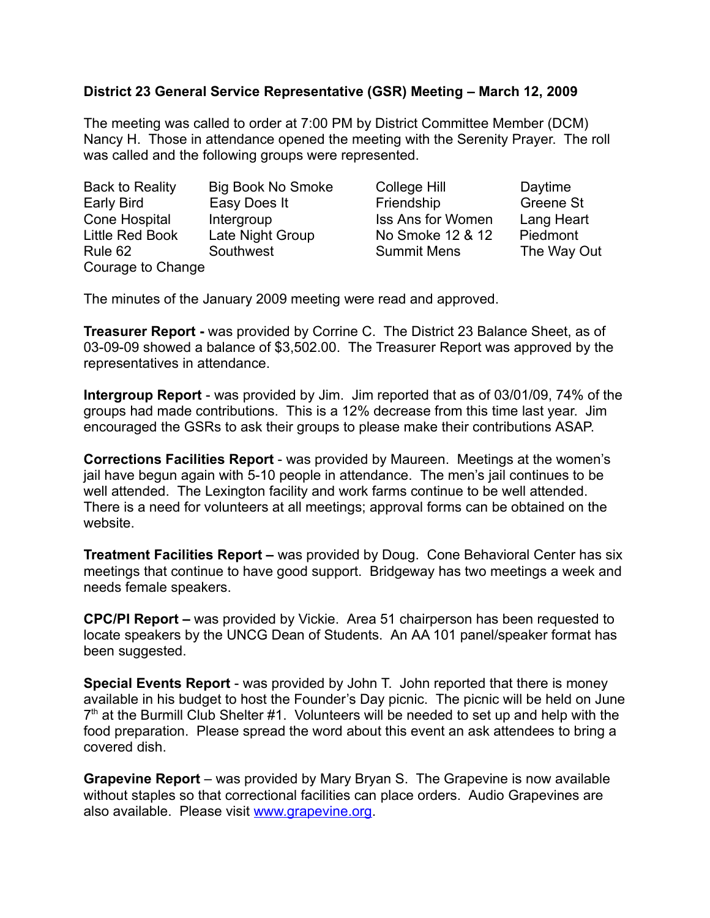**District 23 General Service Representative (GSR) Meeting – March 12, 2009**

The meeting was called to order at 7:00 PM by District Committee Member (DCM) Nancy H. Those in attendance opened the meeting with the Serenity Prayer. The roll was called and the following groups were represented.

| | | | |
|---|---|---|---|
| Back to Reality | Big Book No Smoke | College Hill | Daytime |
| Early Bird | Easy Does It | Friendship | Greene St |
| Cone Hospital | Intergroup | Iss Ans for Women | Lang Heart |
| Little Red Book | Late Night Group | No Smoke 12 & 12 | Piedmont |
| Rule 62 | Southwest | Summit Mens | The Way Out |
| Courage to Change | | | |

The minutes of the January 2009 meeting were read and approved.

**Treasurer Report -** was provided by Corrine C. The District 23 Balance Sheet, as of 03-09-09 showed a balance of $3,502.00. The Treasurer Report was approved by the representatives in attendance.

**Intergroup Report** - was provided by Jim. Jim reported that as of 03/01/09, 74% of the groups had made contributions. This is a 12% decrease from this time last year. Jim encouraged the GSRs to ask their groups to please make their contributions ASAP.

**Corrections Facilities Report** - was provided by Maureen. Meetings at the women's jail have begun again with 5-10 people in attendance. The men's jail continues to be well attended. The Lexington facility and work farms continue to be well attended. There is a need for volunteers at all meetings; approval forms can be obtained on the website.

**Treatment Facilities Report –** was provided by Doug. Cone Behavioral Center has six meetings that continue to have good support. Bridgeway has two meetings a week and needs female speakers.

**CPC/PI Report –** was provided by Vickie. Area 51 chairperson has been requested to locate speakers by the UNCG Dean of Students. An AA 101 panel/speaker format has been suggested.

**Special Events Report** - was provided by John T. John reported that there is money available in his budget to host the Founder's Day picnic. The picnic will be held on June 7th at the Burmill Club Shelter #1. Volunteers will be needed to set up and help with the food preparation. Please spread the word about this event an ask attendees to bring a covered dish.

**Grapevine Report** – was provided by Mary Bryan S. The Grapevine is now available without staples so that correctional facilities can place orders. Audio Grapevines are also available. Please visit www.grapevine.org.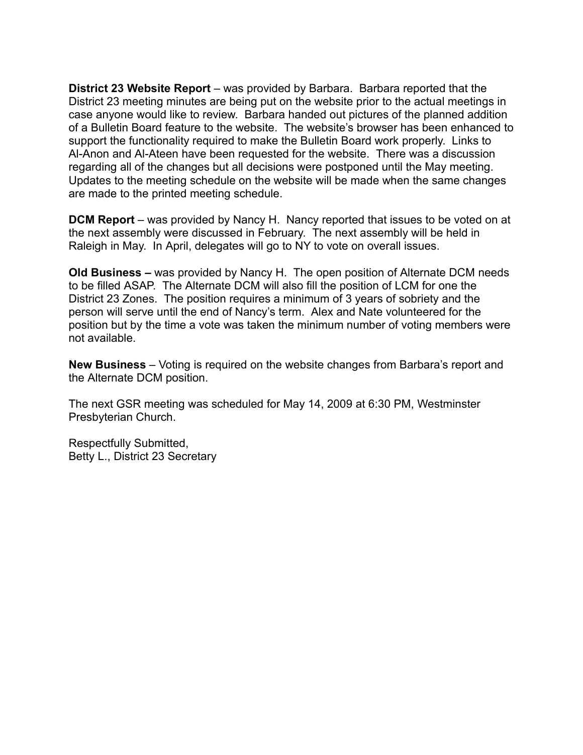**District 23 Website Report** – was provided by Barbara. Barbara reported that the District 23 meeting minutes are being put on the website prior to the actual meetings in case anyone would like to review. Barbara handed out pictures of the planned addition of a Bulletin Board feature to the website. The website's browser has been enhanced to support the functionality required to make the Bulletin Board work properly. Links to Al-Anon and Al-Ateen have been requested for the website. There was a discussion regarding all of the changes but all decisions were postponed until the May meeting. Updates to the meeting schedule on the website will be made when the same changes are made to the printed meeting schedule.

**DCM Report** – was provided by Nancy H. Nancy reported that issues to be voted on at the next assembly were discussed in February. The next assembly will be held in Raleigh in May. In April, delegates will go to NY to vote on overall issues.

**Old Business –** was provided by Nancy H. The open position of Alternate DCM needs to be filled ASAP. The Alternate DCM will also fill the position of LCM for one the District 23 Zones. The position requires a minimum of 3 years of sobriety and the person will serve until the end of Nancy's term. Alex and Nate volunteered for the position but by the time a vote was taken the minimum number of voting members were not available.

**New Business** – Voting is required on the website changes from Barbara's report and the Alternate DCM position.

The next GSR meeting was scheduled for May 14, 2009 at 6:30 PM, Westminster Presbyterian Church.

Respectfully Submitted,
Betty L., District 23 Secretary